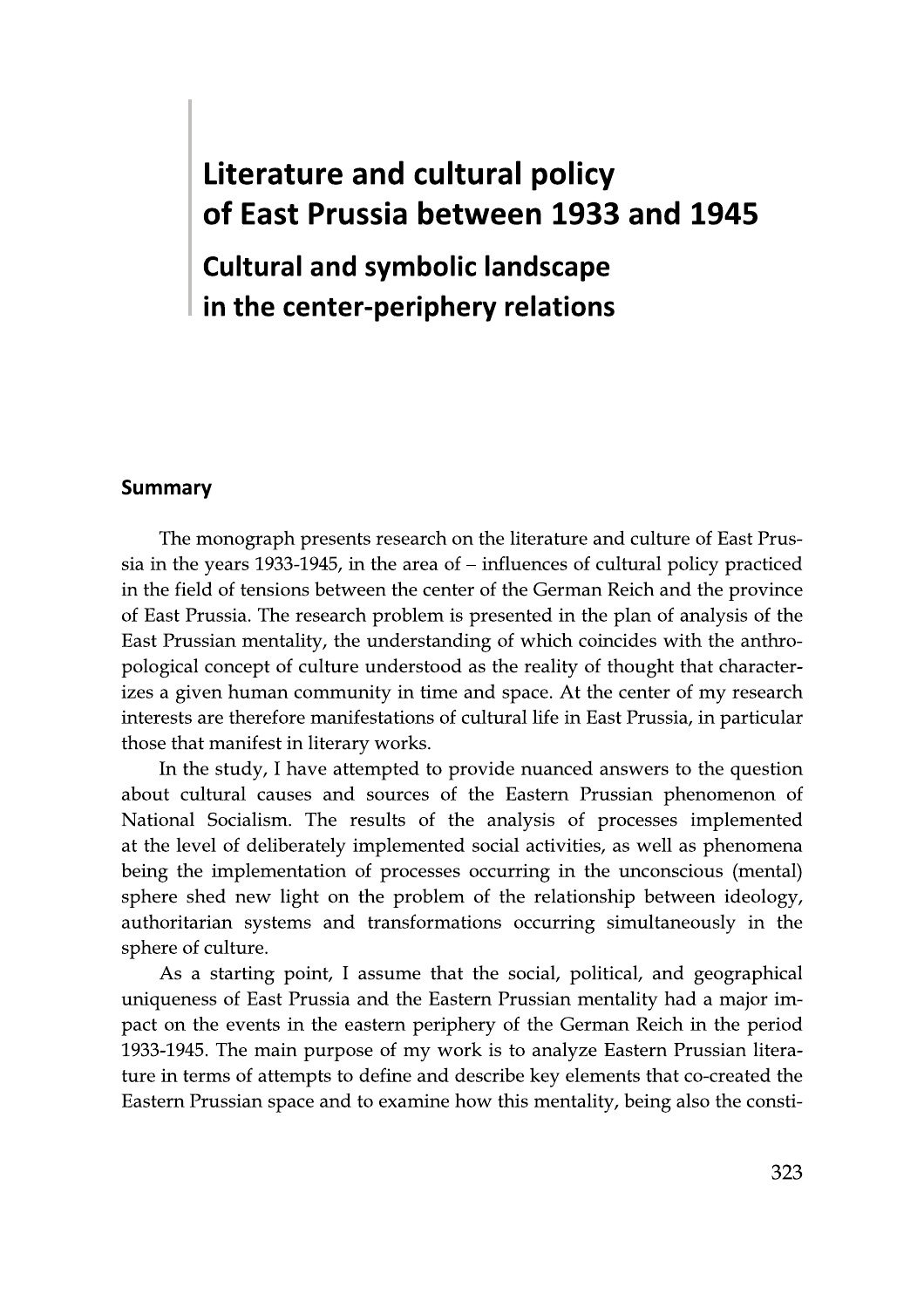# Literature and cultural policy of East Prussia between 1933 and 1945

## Cultural and symbolic landscape in the center-periphery relations

### Summary

The monograph presents research on the literature and culture of East Prussia in the years 1933-1945, in the area of – influences of cultural policy practiced in the field of tensions between the center of the German Reich and the province of East Prussia. The research problem is presented in the plan of analysis of the East Prussian mentality, the understanding of which coincides with the anthropological concept of culture understood as the reality of thought that characterizes a given human community in time and space. At the center of my research interests are therefore manifestations of cultural life in East Prussia, in particular those that manifest in literary works.

In the study, I have attempted to provide nuanced answers to the question about cultural causes and sources of the Eastern Prussian phenomenon of National Socialism. The results of the analysis of processes implemented at the level of deliberately implemented social activities, as well as phenomena being the implementation of processes occurring in the unconscious (mental) sphere shed new light on the problem of the relationship between ideology, authoritarian systems and transformations occurring simultaneously in the sphere of culture.

As a starting point, I assume that the social, political, and geographical uniqueness of East Prussia and the Eastern Prussian mentality had a major impact on the events in the eastern periphery of the German Reich in the period 1933-1945. The main purpose of my work is to analyze Eastern Prussian literature in terms of attempts to define and describe key elements that co-created the Eastern Prussian space and to examine how this mentality, being also the consti-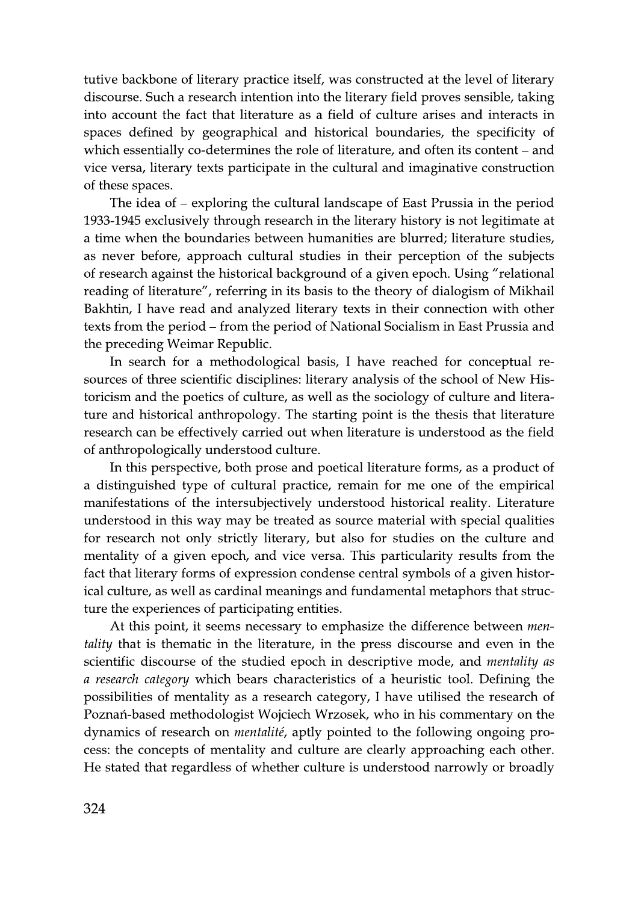tutive backbone of literary practice itself, was constructed at the level of literary discourse. Such a research intention into the literary field proves sensible, taking into account the fact that literature as a field of culture arises and interacts in spaces defined by geographical and historical boundaries, the specificity of which essentially co-determines the role of literature, and often its content – and vice versa, literary texts participate in the cultural and imaginative construction of these spaces.

The idea of – exploring the cultural landscape of East Prussia in the period 1933-1945 exclusively through research in the literary history is not legitimate at a time when the boundaries between humanities are blurred; literature studies, as never before, approach cultural studies in their perception of the subjects of research against the historical background of a given epoch. Using "relational reading of literature", referring in its basis to the theory of dialogism of Mikhail Bakhtin, I have read and analyzed literary texts in their connection with other texts from the period – from the period of National Socialism in East Prussia and the preceding Weimar Republic.

In search for a methodological basis, I have reached for conceptual resources of three scientific disciplines: literary analysis of the school of New Historicism and the poetics of culture, as well as the sociology of culture and literature and historical anthropology. The starting point is the thesis that literature research can be effectively carried out when literature is understood as the field of anthropologically understood culture.

In this perspective, both prose and poetical literature forms, as a product of a distinguished type of cultural practice, remain for me one of the empirical manifestations of the intersubjectively understood historical reality. Literature understood in this way may be treated as source material with special qualities for research not only strictly literary, but also for studies on the culture and mentality of a given epoch, and vice versa. This particularity results from the fact that literary forms of expression condense central symbols of a given historical culture, as well as cardinal meanings and fundamental metaphors that structure the experiences of participating entities.

At this point, it seems necessary to emphasize the difference between *mentality* that is thematic in the literature, in the press discourse and even in the scientific discourse of the studied epoch in descriptive mode, and *mentality as a research category* which bears characteristics of a heuristic tool. Defining the possibilities of mentality as a research category, I have utilised the research of Poznań-based methodologist Wojciech Wrzosek, who in his commentary on the dynamics of research on *mentalité*, aptly pointed to the following ongoing process: the concepts of mentality and culture are clearly approaching each other. He stated that regardless of whether culture is understood narrowly or broadly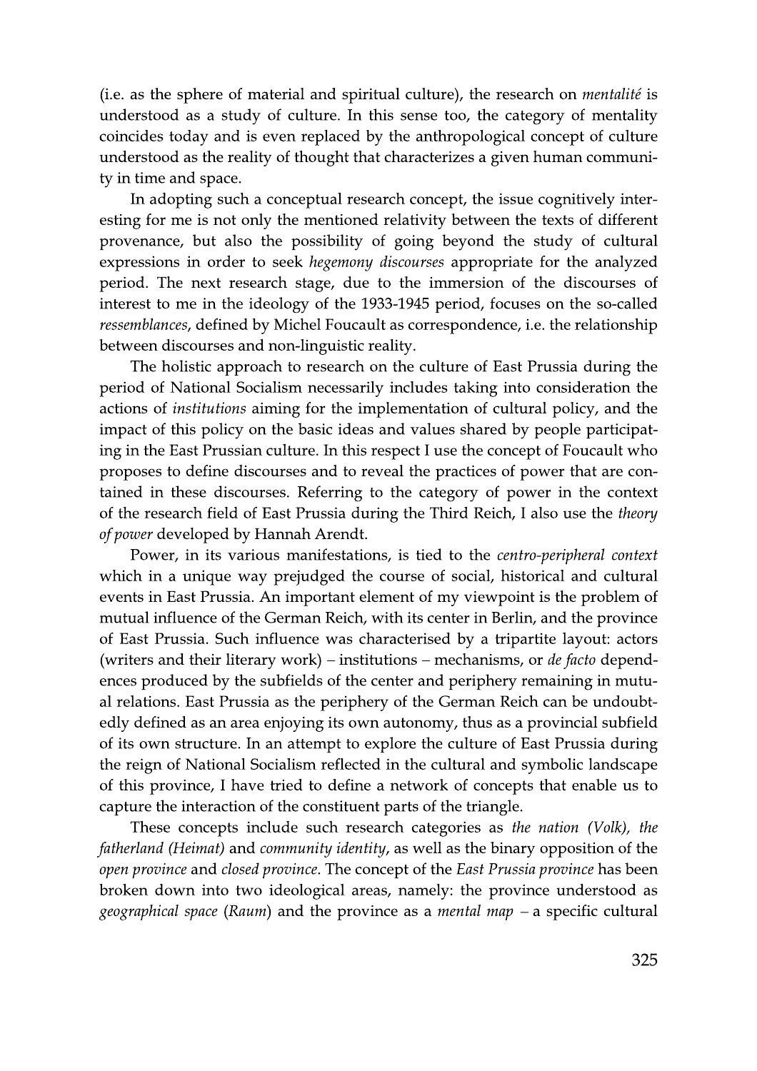(i.e. as the sphere of material and spiritual culture), the research on *mentalité* is understood as a study of culture. In this sense too, the category of mentality coincides today and is even replaced by the anthropological concept of culture understood as the reality of thought that characterizes a given human community in time and space.

In adopting such a conceptual research concept, the issue cognitively interesting for me is not only the mentioned relativity between the texts of different provenance, but also the possibility of going beyond the study of cultural expressions in order to seek *hegemony discourses* appropriate for the analyzed period. The next research stage, due to the immersion of the discourses of interest to me in the ideology of the 1933-1945 period, focuses on the so-called *ressemblances*, defined by Michel Foucault as correspondence, i.e. the relationship between discourses and non-linguistic reality.

The holistic approach to research on the culture of East Prussia during the period of National Socialism necessarily includes taking into consideration the actions of *institutions* aiming for the implementation of cultural policy, and the impact of this policy on the basic ideas and values shared by people participating in the East Prussian culture. In this respect I use the concept of Foucault who proposes to define discourses and to reveal the practices of power that are contained in these discourses. Referring to the category of power in the context of the research field of East Prussia during the Third Reich, I also use the *theory of power* developed by Hannah Arendt.

Power, in its various manifestations, is tied to the *centro-peripheral context* which in a unique way prejudged the course of social, historical and cultural events in East Prussia. An important element of my viewpoint is the problem of mutual influence of the German Reich, with its center in Berlin, and the province of East Prussia. Such influence was characterised by a tripartite layout: actors (writers and their literary work) – institutions – mechanisms, or *de facto* dependences produced by the subfields of the center and periphery remaining in mutual relations. East Prussia as the periphery of the German Reich can be undoubtedly defined as an area enjoying its own autonomy, thus as a provincial subfield of its own structure. In an attempt to explore the culture of East Prussia during the reign of National Socialism reflected in the cultural and symbolic landscape of this province, I have tried to define a network of concepts that enable us to capture the interaction of the constituent parts of the triangle.

These concepts include such research categories as *the nation (Volk), the fatherland (Heimat)* and *community identity*, as well as the binary opposition of the *open province* and *closed province*. The concept of the *East Prussia province* has been broken down into two ideological areas, namely: the province understood as *geographical space* (*Raum*) and the province as a *mental map* – a specific cultural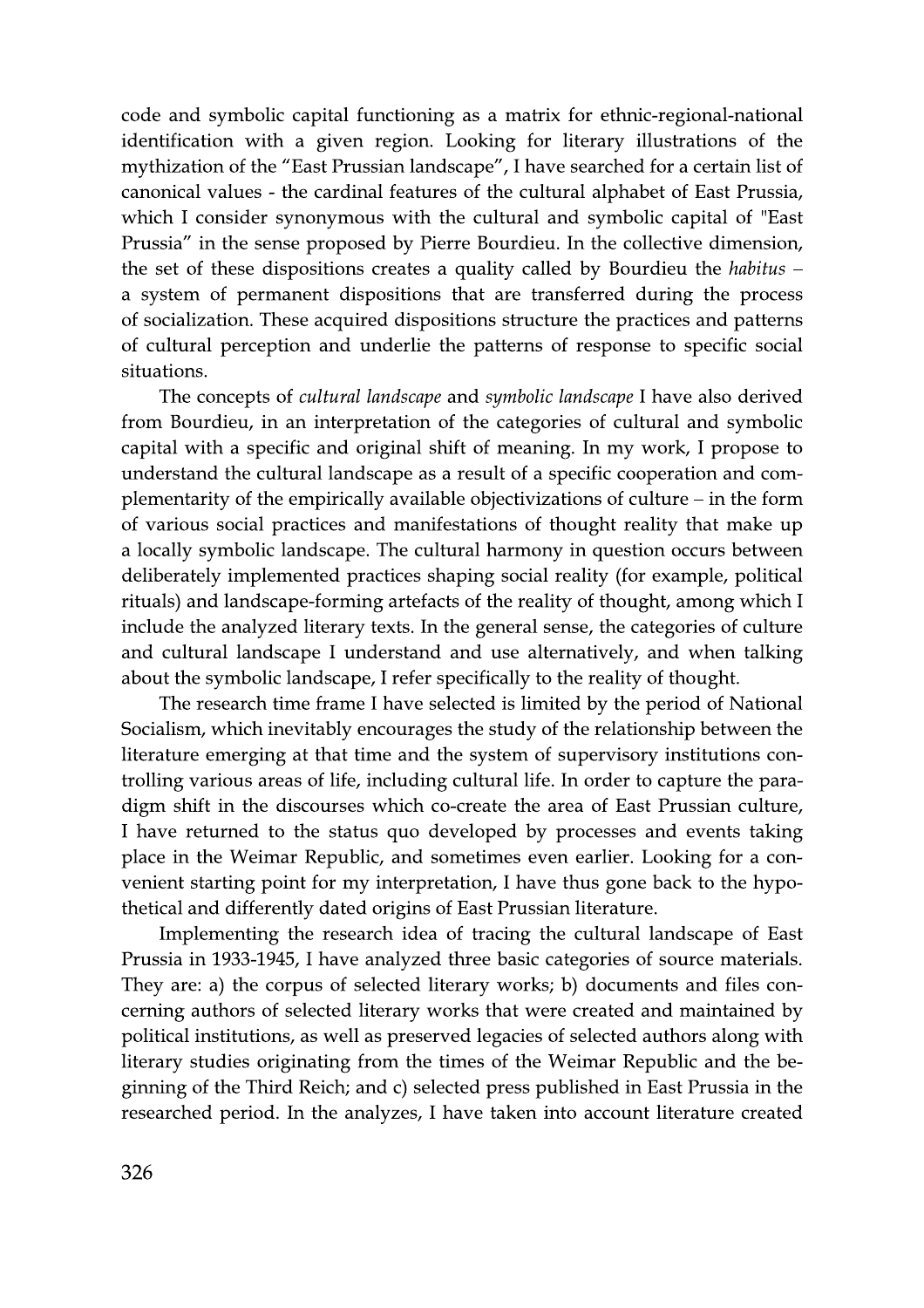code and symbolic capital functioning as a matrix for ethnic-regional-national identification with a given region. Looking for literary illustrations of the mythization of the "East Prussian landscape", I have searched for a certain list of canonical values - the cardinal features of the cultural alphabet of East Prussia, which I consider synonymous with the cultural and symbolic capital of "East Prussia" in the sense proposed by Pierre Bourdieu. In the collective dimension, the set of these dispositions creates a quality called by Bourdieu the *habitus* – a system of permanent dispositions that are transferred during the process of socialization. These acquired dispositions structure the practices and patterns of cultural perception and underlie the patterns of response to specific social situations.

The concepts of *cultural landscape* and *symbolic landscape* I have also derived from Bourdieu, in an interpretation of the categories of cultural and symbolic capital with a specific and original shift of meaning. In my work, I propose to understand the cultural landscape as a result of a specific cooperation and complementarity of the empirically available objectivizations of culture – in the form of various social practices and manifestations of thought reality that make up a locally symbolic landscape. The cultural harmony in question occurs between deliberately implemented practices shaping social reality (for example, political rituals) and landscape-forming artefacts of the reality of thought, among which I include the analyzed literary texts. In the general sense, the categories of culture and cultural landscape I understand and use alternatively, and when talking about the symbolic landscape, I refer specifically to the reality of thought.

The research time frame I have selected is limited by the period of National Socialism, which inevitably encourages the study of the relationship between the literature emerging at that time and the system of supervisory institutions controlling various areas of life, including cultural life. In order to capture the paradigm shift in the discourses which co-create the area of East Prussian culture, I have returned to the status quo developed by processes and events taking place in the Weimar Republic, and sometimes even earlier. Looking for a convenient starting point for my interpretation, I have thus gone back to the hypothetical and differently dated origins of East Prussian literature.

Implementing the research idea of tracing the cultural landscape of East Prussia in 1933-1945, I have analyzed three basic categories of source materials. They are: a) the corpus of selected literary works; b) documents and files concerning authors of selected literary works that were created and maintained by political institutions, as well as preserved legacies of selected authors along with literary studies originating from the times of the Weimar Republic and the beginning of the Third Reich; and c) selected press published in East Prussia in the researched period. In the analyzes, I have taken into account literature created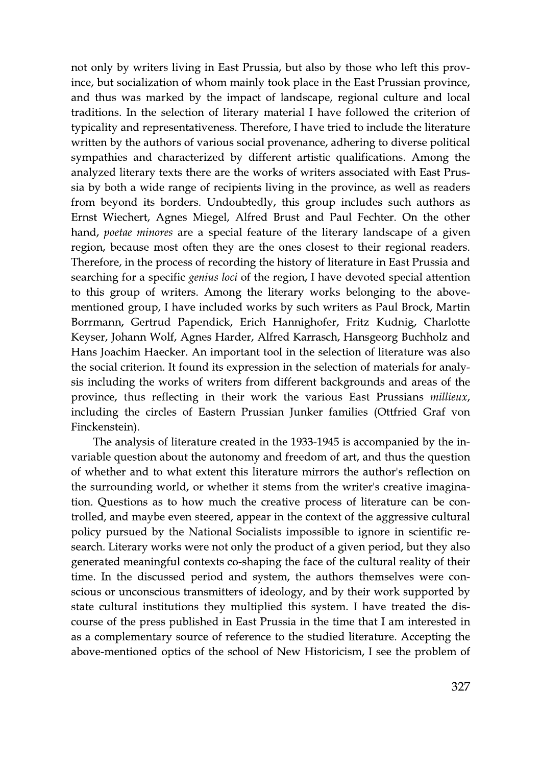not only by writers living in East Prussia, but also by those who left this province, but socialization of whom mainly took place in the East Prussian province, and thus was marked by the impact of landscape, regional culture and local traditions. In the selection of literary material I have followed the criterion of typicality and representativeness. Therefore, I have tried to include the literature written by the authors of various social provenance, adhering to diverse political sympathies and characterized by different artistic qualifications. Among the analyzed literary texts there are the works of writers associated with East Prussia by both a wide range of recipients living in the province, as well as readers from beyond its borders. Undoubtedly, this group includes such authors as Ernst Wiechert, Agnes Miegel, Alfred Brust and Paul Fechter. On the other hand, *poetae minores* are a special feature of the literary landscape of a given region, because most often they are the ones closest to their regional readers. Therefore, in the process of recording the history of literature in East Prussia and searching for a specific *genius loci* of the region, I have devoted special attention to this group of writers. Among the literary works belonging to the above-mentioned group, I have included works by such writers as Paul Brock, Martin Borrmann, Gertrud Papendick, Erich Hannighofer, Fritz Kudnig, Charlotte Keyser, Johann Wolf, Agnes Harder, Alfred Karrasch, Hansgeorg Buchholz and Hans Joachim Haecker. An important tool in the selection of literature was also the social criterion. It found its expression in the selection of materials for analysis including the works of writers from different backgrounds and areas of the province, thus reflecting in their work the various East Prussians *millieux*, including the circles of Eastern Prussian Junker families (Ottfried Graf von Finckenstein).

The analysis of literature created in the 1933-1945 is accompanied by the invariable question about the autonomy and freedom of art, and thus the question of whether and to what extent this literature mirrors the author's reflection on the surrounding world, or whether it stems from the writer's creative imagination. Questions as to how much the creative process of literature can be controlled, and maybe even steered, appear in the context of the aggressive cultural policy pursued by the National Socialists impossible to ignore in scientific research. Literary works were not only the product of a given period, but they also generated meaningful contexts co-shaping the face of the cultural reality of their time. In the discussed period and system, the authors themselves were conscious or unconscious transmitters of ideology, and by their work supported by state cultural institutions they multiplied this system. I have treated the discourse of the press published in East Prussia in the time that I am interested in as a complementary source of reference to the studied literature. Accepting the above-mentioned optics of the school of New Historicism, I see the problem of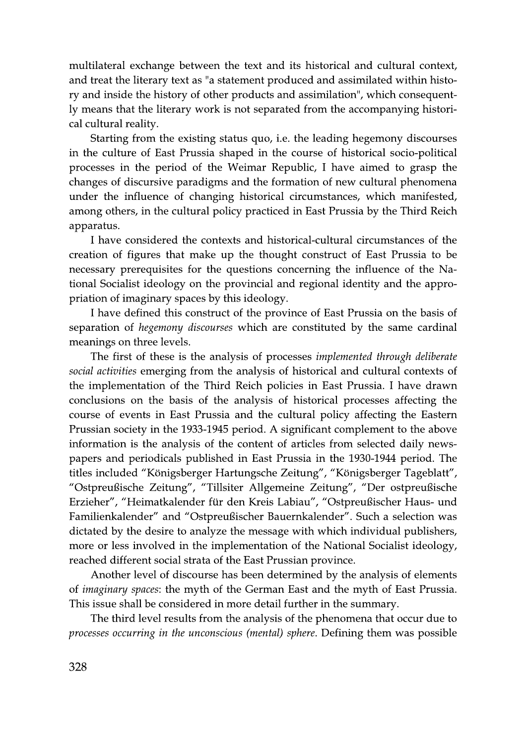multilateral exchange between the text and its historical and cultural context, and treat the literary text as "a statement produced and assimilated within history and inside the history of other products and assimilation", which consequently means that the literary work is not separated from the accompanying historical cultural reality.

Starting from the existing status quo, i.e. the leading hegemony discourses in the culture of East Prussia shaped in the course of historical socio-political processes in the period of the Weimar Republic, I have aimed to grasp the changes of discursive paradigms and the formation of new cultural phenomena under the influence of changing historical circumstances, which manifested, among others, in the cultural policy practiced in East Prussia by the Third Reich apparatus.

I have considered the contexts and historical-cultural circumstances of the creation of figures that make up the thought construct of East Prussia to be necessary prerequisites for the questions concerning the influence of the National Socialist ideology on the provincial and regional identity and the appropriation of imaginary spaces by this ideology.

I have defined this construct of the province of East Prussia on the basis of separation of *hegemony discourses* which are constituted by the same cardinal meanings on three levels.

The first of these is the analysis of processes *implemented through deliberate social activities* emerging from the analysis of historical and cultural contexts of the implementation of the Third Reich policies in East Prussia. I have drawn conclusions on the basis of the analysis of historical processes affecting the course of events in East Prussia and the cultural policy affecting the Eastern Prussian society in the 1933-1945 period. A significant complement to the above information is the analysis of the content of articles from selected daily newspapers and periodicals published in East Prussia in the 1930-1944 period. The titles included "Königsberger Hartungsche Zeitung", "Königsberger Tageblatt", "Ostpreußische Zeitung", "Tillsiter Allgemeine Zeitung", "Der ostpreußische Erzieher", "Heimatkalender für den Kreis Labiau", "Ostpreußischer Haus- und Familienkalender" and "Ostpreußischer Bauernkalender". Such a selection was dictated by the desire to analyze the message with which individual publishers, more or less involved in the implementation of the National Socialist ideology, reached different social strata of the East Prussian province.

Another level of discourse has been determined by the analysis of elements of *imaginary spaces*: the myth of the German East and the myth of East Prussia. This issue shall be considered in more detail further in the summary.

The third level results from the analysis of the phenomena that occur due to *processes occurring in the unconscious (mental) sphere*. Defining them was possible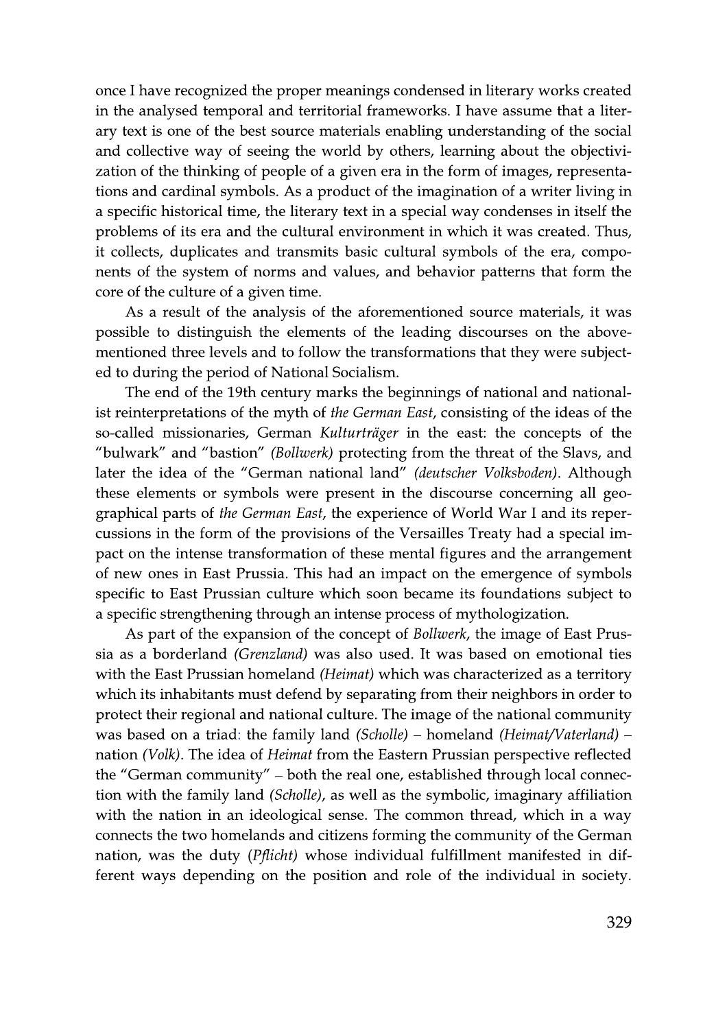once I have recognized the proper meanings condensed in literary works created in the analysed temporal and territorial frameworks. I have assume that a literary text is one of the best source materials enabling understanding of the social and collective way of seeing the world by others, learning about the objectivization of the thinking of people of a given era in the form of images, representations and cardinal symbols. As a product of the imagination of a writer living in a specific historical time, the literary text in a special way condenses in itself the problems of its era and the cultural environment in which it was created. Thus, it collects, duplicates and transmits basic cultural symbols of the era, components of the system of norms and values, and behavior patterns that form the core of the culture of a given time.

As a result of the analysis of the aforementioned source materials, it was possible to distinguish the elements of the leading discourses on the above-mentioned three levels and to follow the transformations that they were subjected to during the period of National Socialism.

The end of the 19th century marks the beginnings of national and nationalist reinterpretations of the myth of *the German East*, consisting of the ideas of the so-called missionaries, German *Kulturträger* in the east: the concepts of the "bulwark" and "bastion" *(Bollwerk)* protecting from the threat of the Slavs, and later the idea of the "German national land" *(deutscher Volksboden)*. Although these elements or symbols were present in the discourse concerning all geographical parts of *the German East*, the experience of World War I and its repercussions in the form of the provisions of the Versailles Treaty had a special impact on the intense transformation of these mental figures and the arrangement of new ones in East Prussia. This had an impact on the emergence of symbols specific to East Prussian culture which soon became its foundations subject to a specific strengthening through an intense process of mythologization.

As part of the expansion of the concept of *Bollwerk*, the image of East Prussia as a borderland *(Grenzland)* was also used. It was based on emotional ties with the East Prussian homeland *(Heimat)* which was characterized as a territory which its inhabitants must defend by separating from their neighbors in order to protect their regional and national culture. The image of the national community was based on a triad: the family land *(Scholle)* – homeland *(Heimat/Vaterland)* – nation *(Volk)*. The idea of *Heimat* from the Eastern Prussian perspective reflected the "German community" – both the real one, established through local connection with the family land *(Scholle)*, as well as the symbolic, imaginary affiliation with the nation in an ideological sense. The common thread, which in a way connects the two homelands and citizens forming the community of the German nation, was the duty *(Pflicht)* whose individual fulfillment manifested in different ways depending on the position and role of the individual in society.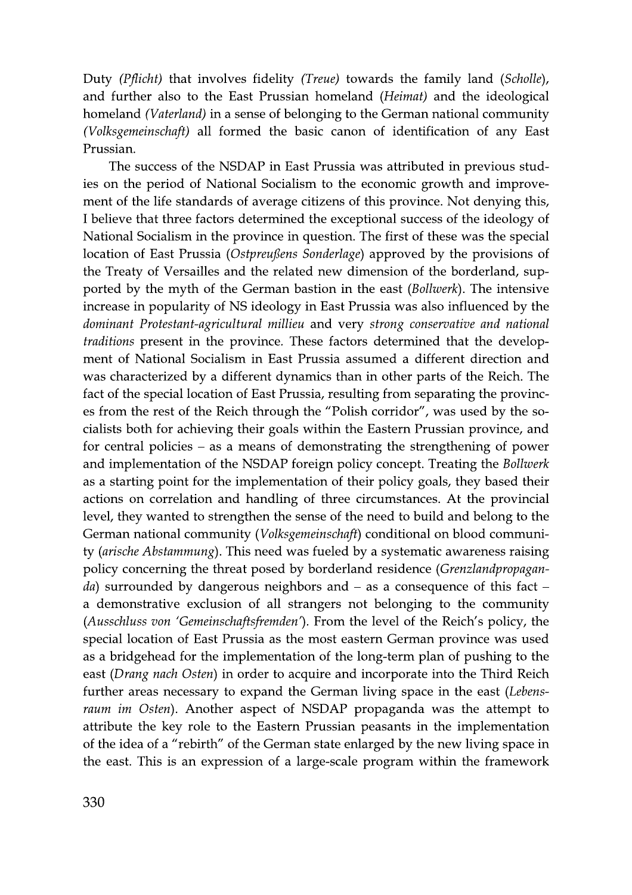Duty *(Pflicht)* that involves fidelity *(Treue)* towards the family land (*Scholle*), and further also to the East Prussian homeland (*Heimat)* and the ideological homeland *(Vaterland)* in a sense of belonging to the German national community *(Volksgemeinschaft)* all formed the basic canon of identification of any East Prussian.

The success of the NSDAP in East Prussia was attributed in previous studies on the period of National Socialism to the economic growth and improvement of the life standards of average citizens of this province. Not denying this, I believe that three factors determined the exceptional success of the ideology of National Socialism in the province in question. The first of these was the special location of East Prussia (*Ostpreußens Sonderlage*) approved by the provisions of the Treaty of Versailles and the related new dimension of the borderland, supported by the myth of the German bastion in the east (*Bollwerk*). The intensive increase in popularity of NS ideology in East Prussia was also influenced by the *dominant Protestant-agricultural millieu* and very *strong conservative and national traditions* present in the province. These factors determined that the development of National Socialism in East Prussia assumed a different direction and was characterized by a different dynamics than in other parts of the Reich. The fact of the special location of East Prussia, resulting from separating the provinces from the rest of the Reich through the "Polish corridor", was used by the socialists both for achieving their goals within the Eastern Prussian province, and for central policies – as a means of demonstrating the strengthening of power and implementation of the NSDAP foreign policy concept. Treating the *Bollwerk* as a starting point for the implementation of their policy goals, they based their actions on correlation and handling of three circumstances. At the provincial level, they wanted to strengthen the sense of the need to build and belong to the German national community (*Volksgemeinschaft*) conditional on blood community (*arische Abstammung*). This need was fueled by a systematic awareness raising policy concerning the threat posed by borderland residence (*Grenzlandpropaganda*) surrounded by dangerous neighbors and – as a consequence of this fact – a demonstrative exclusion of all strangers not belonging to the community (*Ausschluss von 'Gemeinschaftsfremden'*). From the level of the Reich's policy, the special location of East Prussia as the most eastern German province was used as a bridgehead for the implementation of the long-term plan of pushing to the east (*Drang nach Osten*) in order to acquire and incorporate into the Third Reich further areas necessary to expand the German living space in the east (*Lebensraum im Osten*). Another aspect of NSDAP propaganda was the attempt to attribute the key role to the Eastern Prussian peasants in the implementation of the idea of a "rebirth" of the German state enlarged by the new living space in the east. This is an expression of a large-scale program within the framework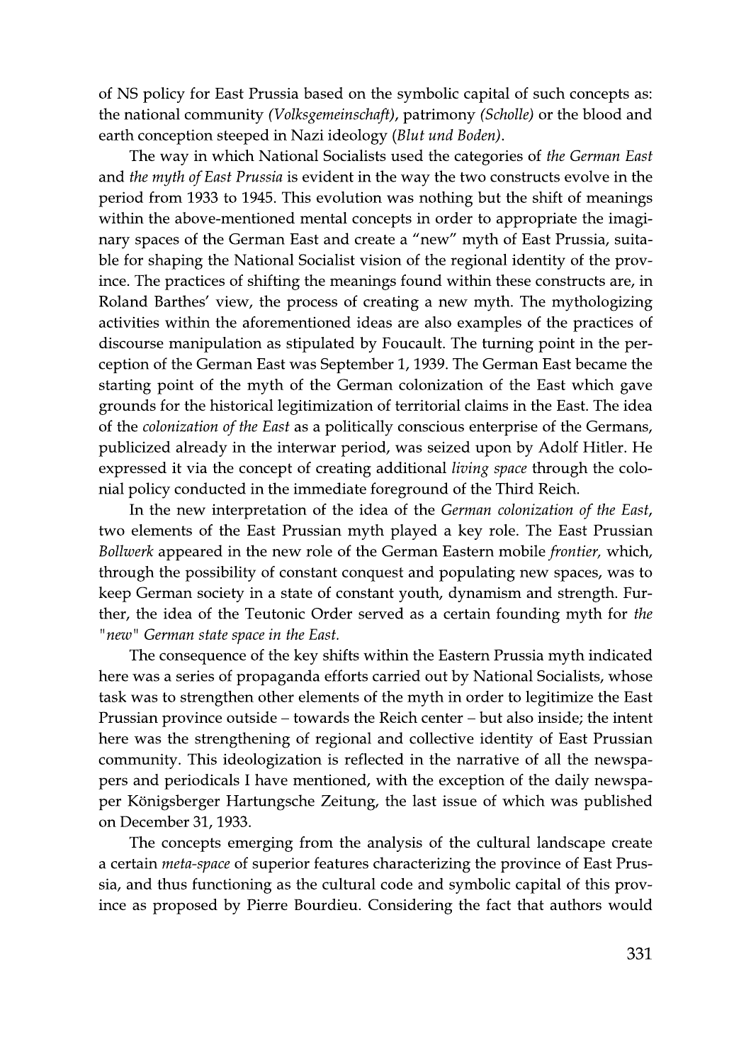of NS policy for East Prussia based on the symbolic capital of such concepts as: the national community *(Volksgemeinschaft)*, patrimony *(Scholle)* or the blood and earth conception steeped in Nazi ideology (*Blut und Boden*).

The way in which National Socialists used the categories of *the German East* and *the myth of East Prussia* is evident in the way the two constructs evolve in the period from 1933 to 1945. This evolution was nothing but the shift of meanings within the above-mentioned mental concepts in order to appropriate the imaginary spaces of the German East and create a "new" myth of East Prussia, suitable for shaping the National Socialist vision of the regional identity of the province. The practices of shifting the meanings found within these constructs are, in Roland Barthes' view, the process of creating a new myth. The mythologizing activities within the aforementioned ideas are also examples of the practices of discourse manipulation as stipulated by Foucault. The turning point in the perception of the German East was September 1, 1939. The German East became the starting point of the myth of the German colonization of the East which gave grounds for the historical legitimization of territorial claims in the East. The idea of the *colonization of the East* as a politically conscious enterprise of the Germans, publicized already in the interwar period, was seized upon by Adolf Hitler. He expressed it via the concept of creating additional *living space* through the colonial policy conducted in the immediate foreground of the Third Reich.

In the new interpretation of the idea of the *German colonization of the East*, two elements of the East Prussian myth played a key role. The East Prussian *Bollwerk* appeared in the new role of the German Eastern mobile *frontier,* which, through the possibility of constant conquest and populating new spaces, was to keep German society in a state of constant youth, dynamism and strength. Further, the idea of the Teutonic Order served as a certain founding myth for *the "new" German state space in the East.*

The consequence of the key shifts within the Eastern Prussia myth indicated here was a series of propaganda efforts carried out by National Socialists, whose task was to strengthen other elements of the myth in order to legitimize the East Prussian province outside – towards the Reich center – but also inside; the intent here was the strengthening of regional and collective identity of East Prussian community. This ideologization is reflected in the narrative of all the newspapers and periodicals I have mentioned, with the exception of the daily newspaper Königsberger Hartungsche Zeitung, the last issue of which was published on December 31, 1933.

The concepts emerging from the analysis of the cultural landscape create a certain *meta-space* of superior features characterizing the province of East Prussia, and thus functioning as the cultural code and symbolic capital of this province as proposed by Pierre Bourdieu. Considering the fact that authors would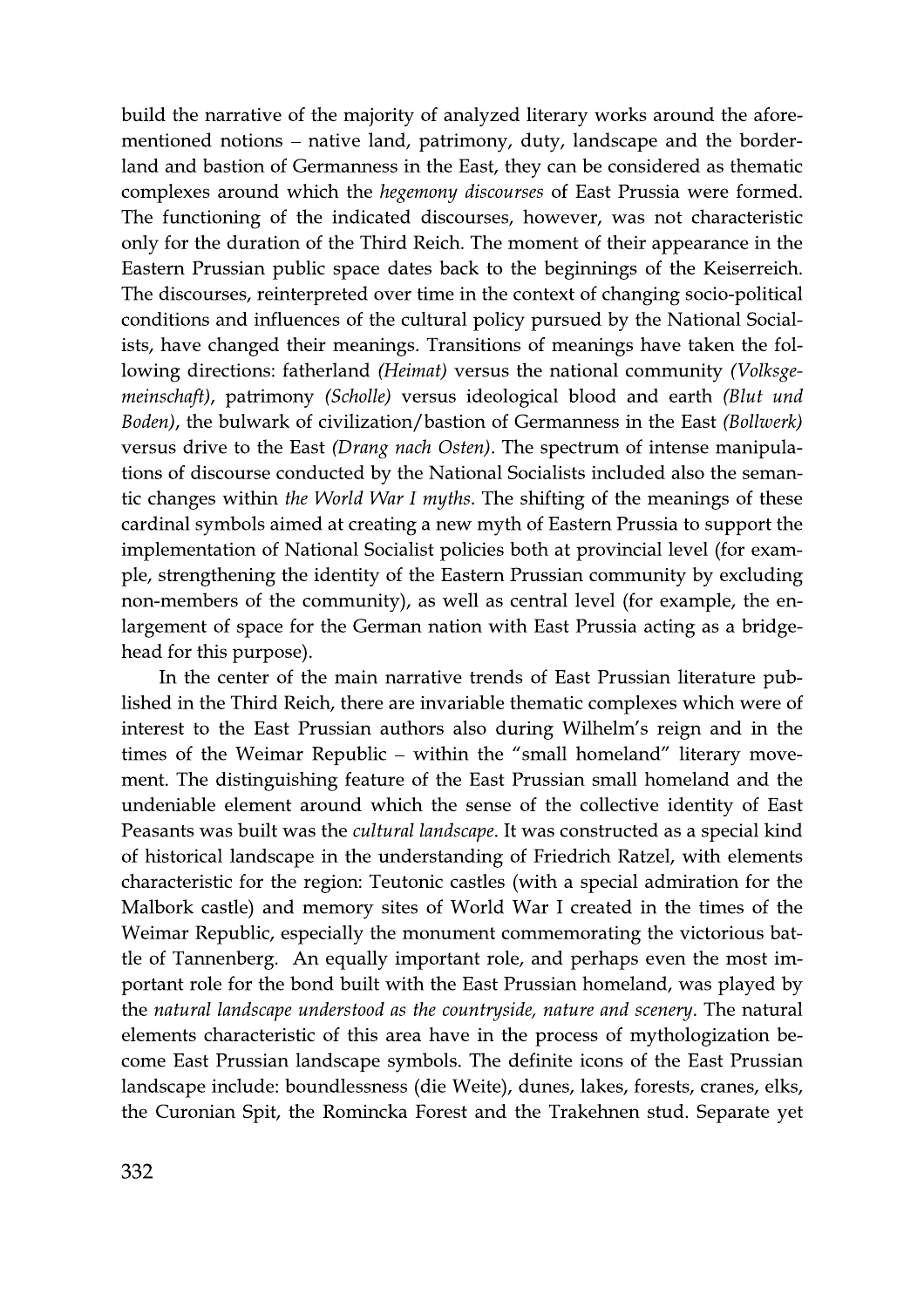build the narrative of the majority of analyzed literary works around the aforementioned notions – native land, patrimony, duty, landscape and the borderland and bastion of Germanness in the East, they can be considered as thematic complexes around which the *hegemony discourses* of East Prussia were formed. The functioning of the indicated discourses, however, was not characteristic only for the duration of the Third Reich. The moment of their appearance in the Eastern Prussian public space dates back to the beginnings of the Keiserreich. The discourses, reinterpreted over time in the context of changing socio-political conditions and influences of the cultural policy pursued by the National Socialists, have changed their meanings. Transitions of meanings have taken the following directions: fatherland *(Heimat)* versus the national community *(Volksgemeinschaft)*, patrimony *(Scholle)* versus ideological blood and earth *(Blut und Boden)*, the bulwark of civilization/bastion of Germanness in the East *(Bollwerk)* versus drive to the East *(Drang nach Osten)*. The spectrum of intense manipulations of discourse conducted by the National Socialists included also the semantic changes within *the World War I myths*. The shifting of the meanings of these cardinal symbols aimed at creating a new myth of Eastern Prussia to support the implementation of National Socialist policies both at provincial level (for example, strengthening the identity of the Eastern Prussian community by excluding non-members of the community), as well as central level (for example, the enlargement of space for the German nation with East Prussia acting as a bridgehead for this purpose).

In the center of the main narrative trends of East Prussian literature published in the Third Reich, there are invariable thematic complexes which were of interest to the East Prussian authors also during Wilhelm's reign and in the times of the Weimar Republic – within the "small homeland" literary movement. The distinguishing feature of the East Prussian small homeland and the undeniable element around which the sense of the collective identity of East Peasants was built was the *cultural landscape*. It was constructed as a special kind of historical landscape in the understanding of Friedrich Ratzel, with elements characteristic for the region: Teutonic castles (with a special admiration for the Malbork castle) and memory sites of World War I created in the times of the Weimar Republic, especially the monument commemorating the victorious battle of Tannenberg. An equally important role, and perhaps even the most important role for the bond built with the East Prussian homeland, was played by the *natural landscape understood as the countryside, nature and scenery*. The natural elements characteristic of this area have in the process of mythologization become East Prussian landscape symbols. The definite icons of the East Prussian landscape include: boundlessness (die Weite), dunes, lakes, forests, cranes, elks, the Curonian Spit, the Romincka Forest and the Trakehnen stud. Separate yet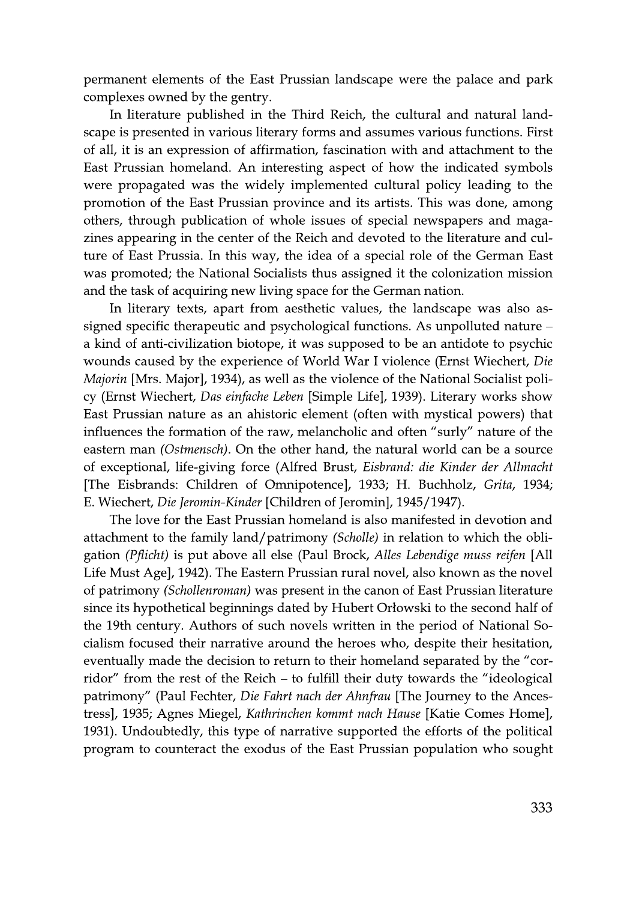permanent elements of the East Prussian landscape were the palace and park complexes owned by the gentry.

In literature published in the Third Reich, the cultural and natural landscape is presented in various literary forms and assumes various functions. First of all, it is an expression of affirmation, fascination with and attachment to the East Prussian homeland. An interesting aspect of how the indicated symbols were propagated was the widely implemented cultural policy leading to the promotion of the East Prussian province and its artists. This was done, among others, through publication of whole issues of special newspapers and magazines appearing in the center of the Reich and devoted to the literature and culture of East Prussia. In this way, the idea of a special role of the German East was promoted; the National Socialists thus assigned it the colonization mission and the task of acquiring new living space for the German nation.

In literary texts, apart from aesthetic values, the landscape was also assigned specific therapeutic and psychological functions. As unpolluted nature – a kind of anti-civilization biotope, it was supposed to be an antidote to psychic wounds caused by the experience of World War I violence (Ernst Wiechert, *Die Majorin* [Mrs. Major], 1934), as well as the violence of the National Socialist policy (Ernst Wiechert, *Das einfache Leben* [Simple Life], 1939). Literary works show East Prussian nature as an ahistoric element (often with mystical powers) that influences the formation of the raw, melancholic and often "surly" nature of the eastern man *(Ostmensch)*. On the other hand, the natural world can be a source of exceptional, life-giving force (Alfred Brust, *Eisbrand: die Kinder der Allmacht* [The Eisbrands: Children of Omnipotence], 1933; H. Buchholz, *Grita*, 1934; E. Wiechert, *Die Jeromin-Kinder* [Children of Jeromin], 1945/1947).

The love for the East Prussian homeland is also manifested in devotion and attachment to the family land/patrimony *(Scholle)* in relation to which the obligation *(Pflicht)* is put above all else (Paul Brock, *Alles Lebendige muss reifen* [All Life Must Age], 1942). The Eastern Prussian rural novel, also known as the novel of patrimony *(Schollenroman)* was present in the canon of East Prussian literature since its hypothetical beginnings dated by Hubert Orłowski to the second half of the 19th century. Authors of such novels written in the period of National Socialism focused their narrative around the heroes who, despite their hesitation, eventually made the decision to return to their homeland separated by the "corridor" from the rest of the Reich – to fulfill their duty towards the "ideological patrimony" (Paul Fechter, *Die Fahrt nach der Ahnfrau* [The Journey to the Ancestress], 1935; Agnes Miegel, *Kathrinchen kommt nach Hause* [Katie Comes Home], 1931). Undoubtedly, this type of narrative supported the efforts of the political program to counteract the exodus of the East Prussian population who sought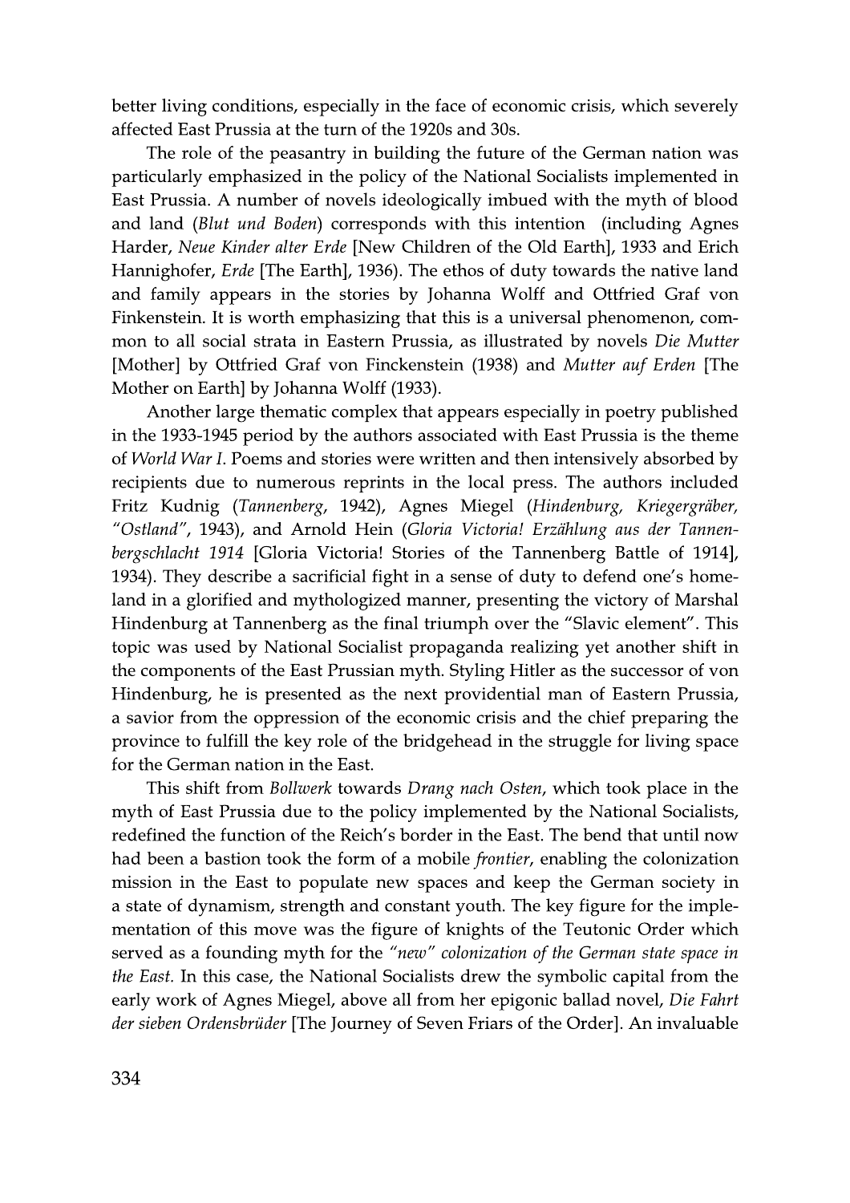better living conditions, especially in the face of economic crisis, which severely affected East Prussia at the turn of the 1920s and 30s.

The role of the peasantry in building the future of the German nation was particularly emphasized in the policy of the National Socialists implemented in East Prussia. A number of novels ideologically imbued with the myth of blood and land (*Blut und Boden*) corresponds with this intention (including Agnes Harder, *Neue Kinder alter Erde* [New Children of the Old Earth], 1933 and Erich Hannighofer, *Erde* [The Earth], 1936). The ethos of duty towards the native land and family appears in the stories by Johanna Wolff and Ottfried Graf von Finkenstein. It is worth emphasizing that this is a universal phenomenon, common to all social strata in Eastern Prussia, as illustrated by novels *Die Mutter* [Mother] by Ottfried Graf von Finckenstein (1938) and *Mutter auf Erden* [The Mother on Earth] by Johanna Wolff (1933).

Another large thematic complex that appears especially in poetry published in the 1933-1945 period by the authors associated with East Prussia is the theme of *World War I*. Poems and stories were written and then intensively absorbed by recipients due to numerous reprints in the local press. The authors included Fritz Kudnig (*Tannenberg*, 1942), Agnes Miegel (*Hindenburg, Kriegergräber, "Ostland"*, 1943), and Arnold Hein (*Gloria Victoria! Erzählung aus der Tannenbergschlacht 1914* [Gloria Victoria! Stories of the Tannenberg Battle of 1914], 1934). They describe a sacrificial fight in a sense of duty to defend one's homeland in a glorified and mythologized manner, presenting the victory of Marshal Hindenburg at Tannenberg as the final triumph over the "Slavic element". This topic was used by National Socialist propaganda realizing yet another shift in the components of the East Prussian myth. Styling Hitler as the successor of von Hindenburg, he is presented as the next providential man of Eastern Prussia, a savior from the oppression of the economic crisis and the chief preparing the province to fulfill the key role of the bridgehead in the struggle for living space for the German nation in the East.

This shift from *Bollwerk* towards *Drang nach Osten*, which took place in the myth of East Prussia due to the policy implemented by the National Socialists, redefined the function of the Reich's border in the East. The bend that until now had been a bastion took the form of a mobile *frontier*, enabling the colonization mission in the East to populate new spaces and keep the German society in a state of dynamism, strength and constant youth. The key figure for the implementation of this move was the figure of knights of the Teutonic Order which served as a founding myth for the *"new" colonization of the German state space in the East.* In this case, the National Socialists drew the symbolic capital from the early work of Agnes Miegel, above all from her epigonic ballad novel, *Die Fahrt der sieben Ordensbrüder* [The Journey of Seven Friars of the Order]. An invaluable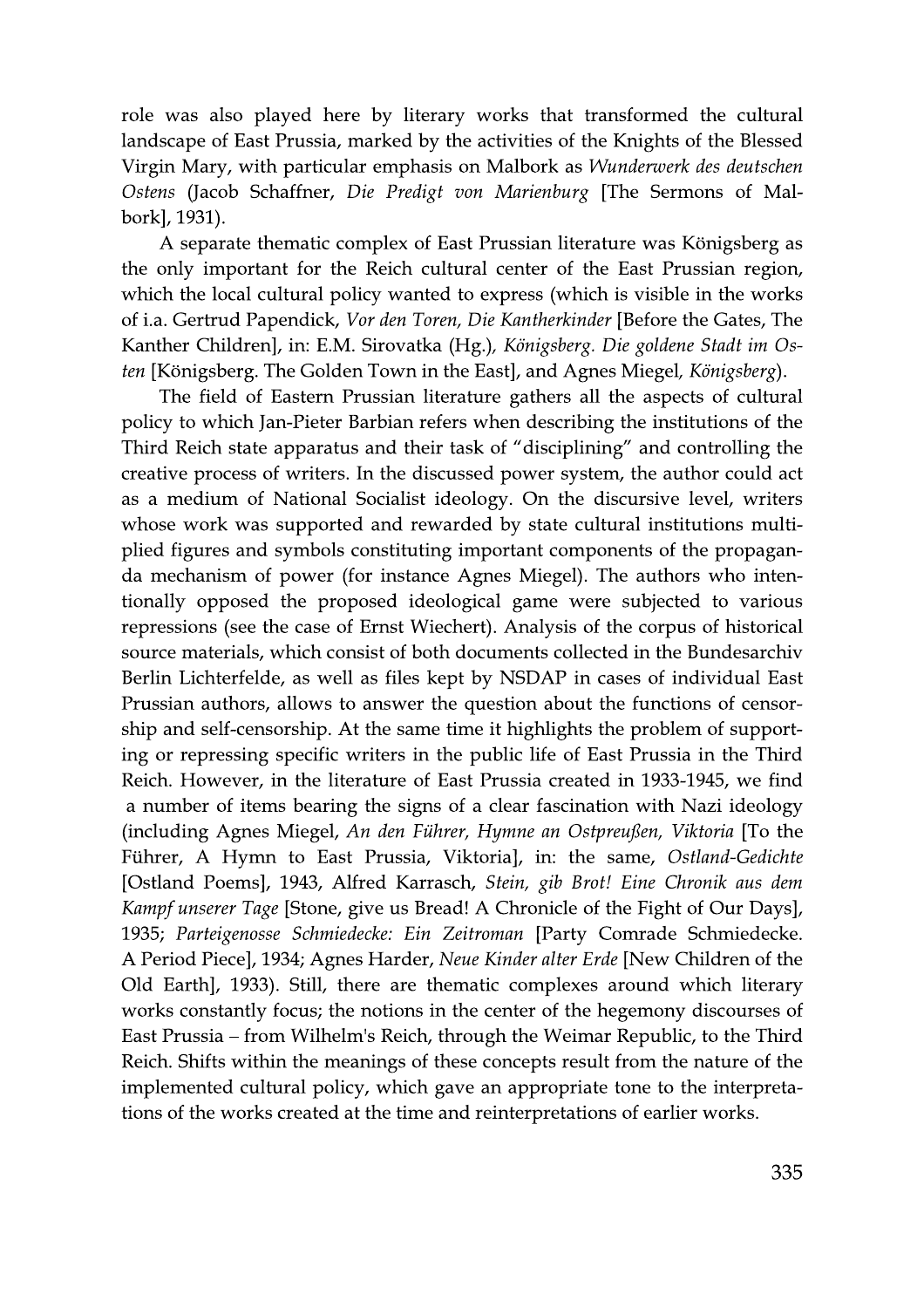role was also played here by literary works that transformed the cultural landscape of East Prussia, marked by the activities of the Knights of the Blessed Virgin Mary, with particular emphasis on Malbork as *Wunderwerk des deutschen Ostens* (Jacob Schaffner, *Die Predigt von Marienburg* [The Sermons of Malbork], 1931).

A separate thematic complex of East Prussian literature was Königsberg as the only important for the Reich cultural center of the East Prussian region, which the local cultural policy wanted to express (which is visible in the works of i.a. Gertrud Papendick, *Vor den Toren, Die Kantherkinder* [Before the Gates, The Kanther Children], in: E.M. Sirovatka (Hg.), *Königsberg. Die goldene Stadt im Osten* [Königsberg. The Golden Town in the East], and Agnes Miegel, *Königsberg*).

The field of Eastern Prussian literature gathers all the aspects of cultural policy to which Jan-Pieter Barbian refers when describing the institutions of the Third Reich state apparatus and their task of "disciplining" and controlling the creative process of writers. In the discussed power system, the author could act as a medium of National Socialist ideology. On the discursive level, writers whose work was supported and rewarded by state cultural institutions multiplied figures and symbols constituting important components of the propaganda mechanism of power (for instance Agnes Miegel). The authors who intentionally opposed the proposed ideological game were subjected to various repressions (see the case of Ernst Wiechert). Analysis of the corpus of historical source materials, which consist of both documents collected in the Bundesarchiv Berlin Lichterfelde, as well as files kept by NSDAP in cases of individual East Prussian authors, allows to answer the question about the functions of censorship and self-censorship. At the same time it highlights the problem of supporting or repressing specific writers in the public life of East Prussia in the Third Reich. However, in the literature of East Prussia created in 1933-1945, we find a number of items bearing the signs of a clear fascination with Nazi ideology (including Agnes Miegel, *An den Führer, Hymne an Ostpreußen, Viktoria* [To the Führer, A Hymn to East Prussia, Viktoria], in: the same, *Ostland-Gedichte* [Ostland Poems], 1943, Alfred Karrasch, *Stein, gib Brot! Eine Chronik aus dem Kampf unserer Tage* [Stone, give us Bread! A Chronicle of the Fight of Our Days], 1935; *Parteigenosse Schmiedecke: Ein Zeitroman* [Party Comrade Schmiedecke. A Period Piece], 1934; Agnes Harder, *Neue Kinder alter Erde* [New Children of the Old Earth], 1933). Still, there are thematic complexes around which literary works constantly focus; the notions in the center of the hegemony discourses of East Prussia – from Wilhelm's Reich, through the Weimar Republic, to the Third Reich. Shifts within the meanings of these concepts result from the nature of the implemented cultural policy, which gave an appropriate tone to the interpretations of the works created at the time and reinterpretations of earlier works.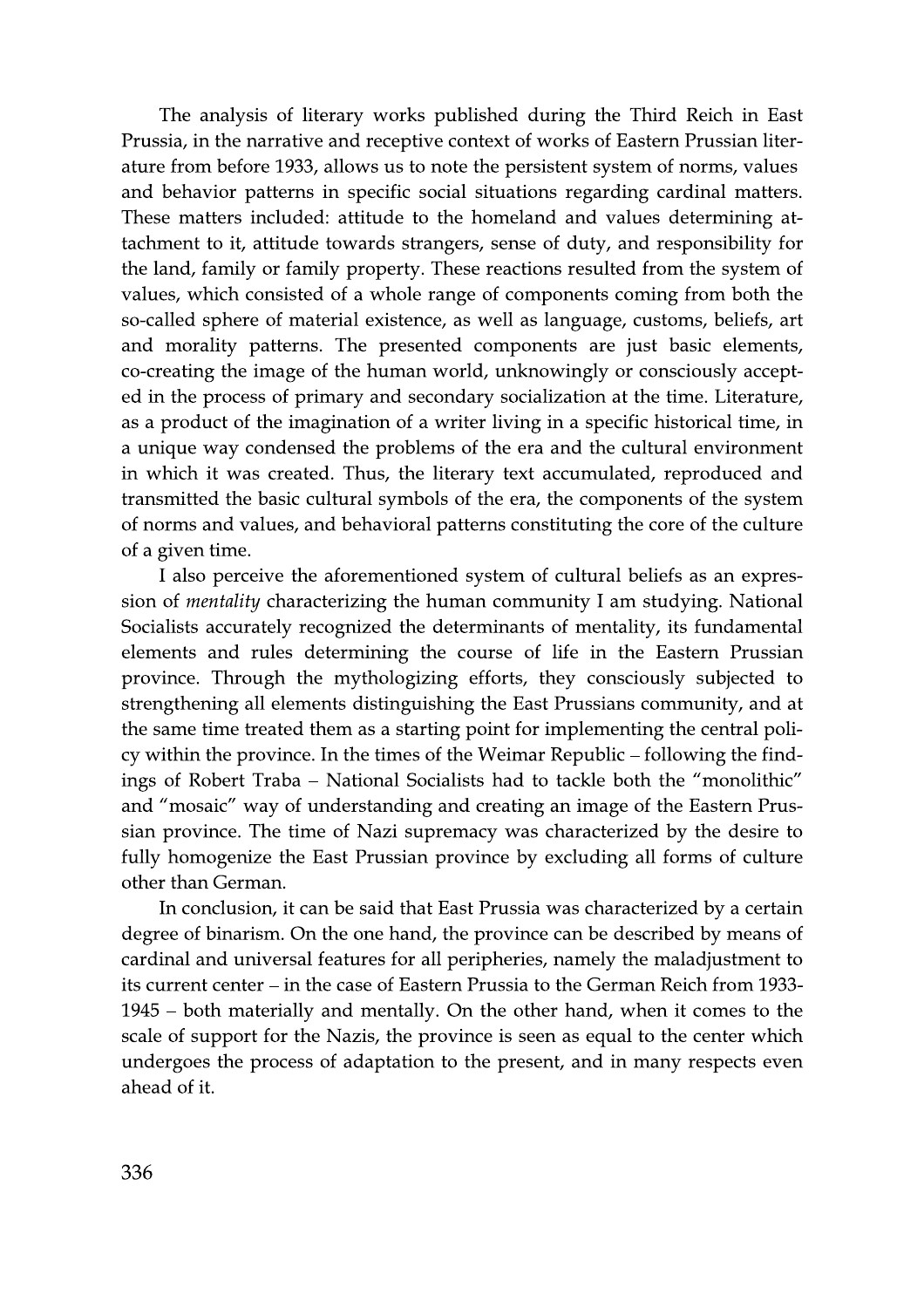The analysis of literary works published during the Third Reich in East Prussia, in the narrative and receptive context of works of Eastern Prussian literature from before 1933, allows us to note the persistent system of norms, values and behavior patterns in specific social situations regarding cardinal matters. These matters included: attitude to the homeland and values determining attachment to it, attitude towards strangers, sense of duty, and responsibility for the land, family or family property. These reactions resulted from the system of values, which consisted of a whole range of components coming from both the so-called sphere of material existence, as well as language, customs, beliefs, art and morality patterns. The presented components are just basic elements, co-creating the image of the human world, unknowingly or consciously accepted in the process of primary and secondary socialization at the time. Literature, as a product of the imagination of a writer living in a specific historical time, in a unique way condensed the problems of the era and the cultural environment in which it was created. Thus, the literary text accumulated, reproduced and transmitted the basic cultural symbols of the era, the components of the system of norms and values, and behavioral patterns constituting the core of the culture of a given time.

I also perceive the aforementioned system of cultural beliefs as an expression of *mentality* characterizing the human community I am studying. National Socialists accurately recognized the determinants of mentality, its fundamental elements and rules determining the course of life in the Eastern Prussian province. Through the mythologizing efforts, they consciously subjected to strengthening all elements distinguishing the East Prussians community, and at the same time treated them as a starting point for implementing the central policy within the province. In the times of the Weimar Republic – following the findings of Robert Traba – National Socialists had to tackle both the "monolithic" and "mosaic" way of understanding and creating an image of the Eastern Prussian province. The time of Nazi supremacy was characterized by the desire to fully homogenize the East Prussian province by excluding all forms of culture other than German.

In conclusion, it can be said that East Prussia was characterized by a certain degree of binarism. On the one hand, the province can be described by means of cardinal and universal features for all peripheries, namely the maladjustment to its current center – in the case of Eastern Prussia to the German Reich from 1933-1945 – both materially and mentally. On the other hand, when it comes to the scale of support for the Nazis, the province is seen as equal to the center which undergoes the process of adaptation to the present, and in many respects even ahead of it.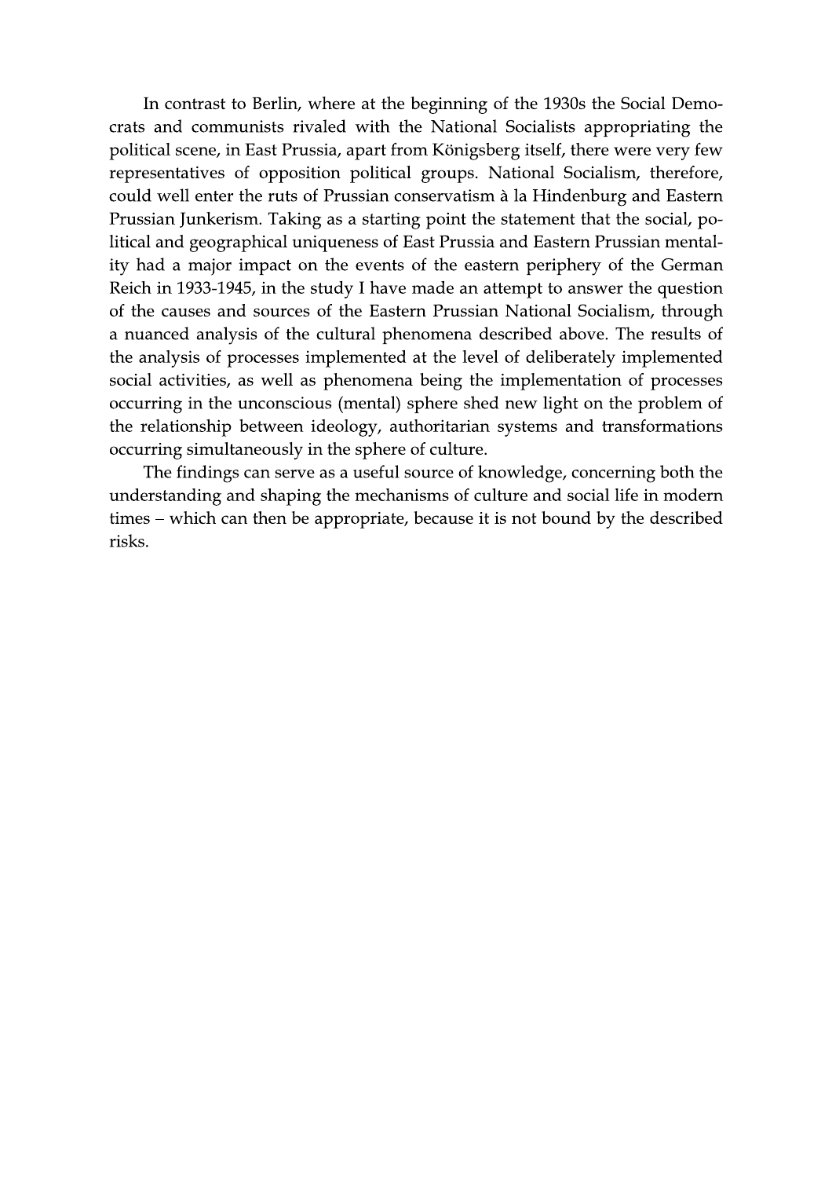In contrast to Berlin, where at the beginning of the 1930s the Social Democrats and communists rivaled with the National Socialists appropriating the political scene, in East Prussia, apart from Königsberg itself, there were very few representatives of opposition political groups. National Socialism, therefore, could well enter the ruts of Prussian conservatism à la Hindenburg and Eastern Prussian Junkerism. Taking as a starting point the statement that the social, political and geographical uniqueness of East Prussia and Eastern Prussian mentality had a major impact on the events of the eastern periphery of the German Reich in 1933-1945, in the study I have made an attempt to answer the question of the causes and sources of the Eastern Prussian National Socialism, through a nuanced analysis of the cultural phenomena described above. The results of the analysis of processes implemented at the level of deliberately implemented social activities, as well as phenomena being the implementation of processes occurring in the unconscious (mental) sphere shed new light on the problem of the relationship between ideology, authoritarian systems and transformations occurring simultaneously in the sphere of culture.

The findings can serve as a useful source of knowledge, concerning both the understanding and shaping the mechanisms of culture and social life in modern times – which can then be appropriate, because it is not bound by the described risks.